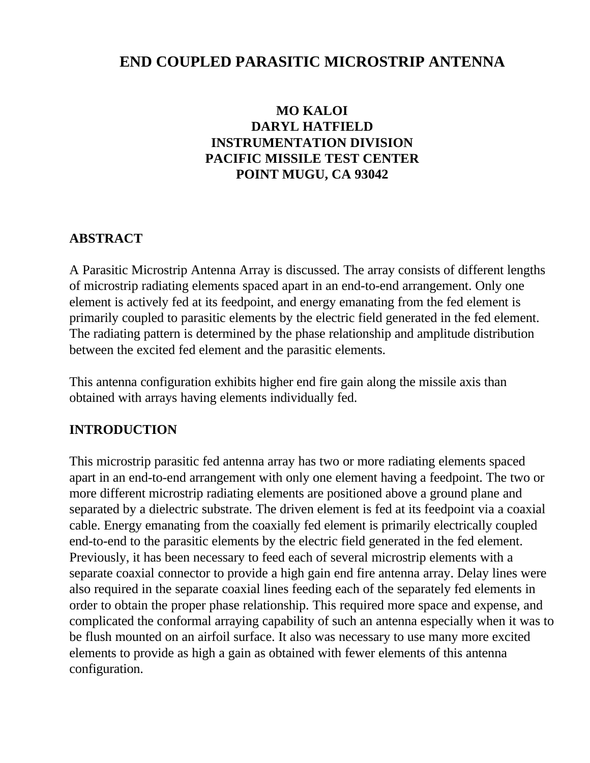# END COUPLED PARASITIC MICROSTRIP ANTENNA

**MO KALOI**
**DARYL HATFIELD**
**INSTRUMENTATION DIVISION**
**PACIFIC MISSILE TEST CENTER**
**POINT MUGU, CA 93042**

## ABSTRACT

A Parasitic Microstrip Antenna Array is discussed. The array consists of different lengths of microstrip radiating elements spaced apart in an end-to-end arrangement. Only one element is actively fed at its feedpoint, and energy emanating from the fed element is primarily coupled to parasitic elements by the electric field generated in the fed element. The radiating pattern is determined by the phase relationship and amplitude distribution between the excited fed element and the parasitic elements.

This antenna configuration exhibits higher end fire gain along the missile axis than obtained with arrays having elements individually fed.

## INTRODUCTION

This microstrip parasitic fed antenna array has two or more radiating elements spaced apart in an end-to-end arrangement with only one element having a feedpoint. The two or more different microstrip radiating elements are positioned above a ground plane and separated by a dielectric substrate. The driven element is fed at its feedpoint via a coaxial cable. Energy emanating from the coaxially fed element is primarily electrically coupled end-to-end to the parasitic elements by the electric field generated in the fed element. Previously, it has been necessary to feed each of several microstrip elements with a separate coaxial connector to provide a high gain end fire antenna array. Delay lines were also required in the separate coaxial lines feeding each of the separately fed elements in order to obtain the proper phase relationship. This required more space and expense, and complicated the conformal arraying capability of such an antenna especially when it was to be flush mounted on an airfoil surface. It also was necessary to use many more excited elements to provide as high a gain as obtained with fewer elements of this antenna configuration.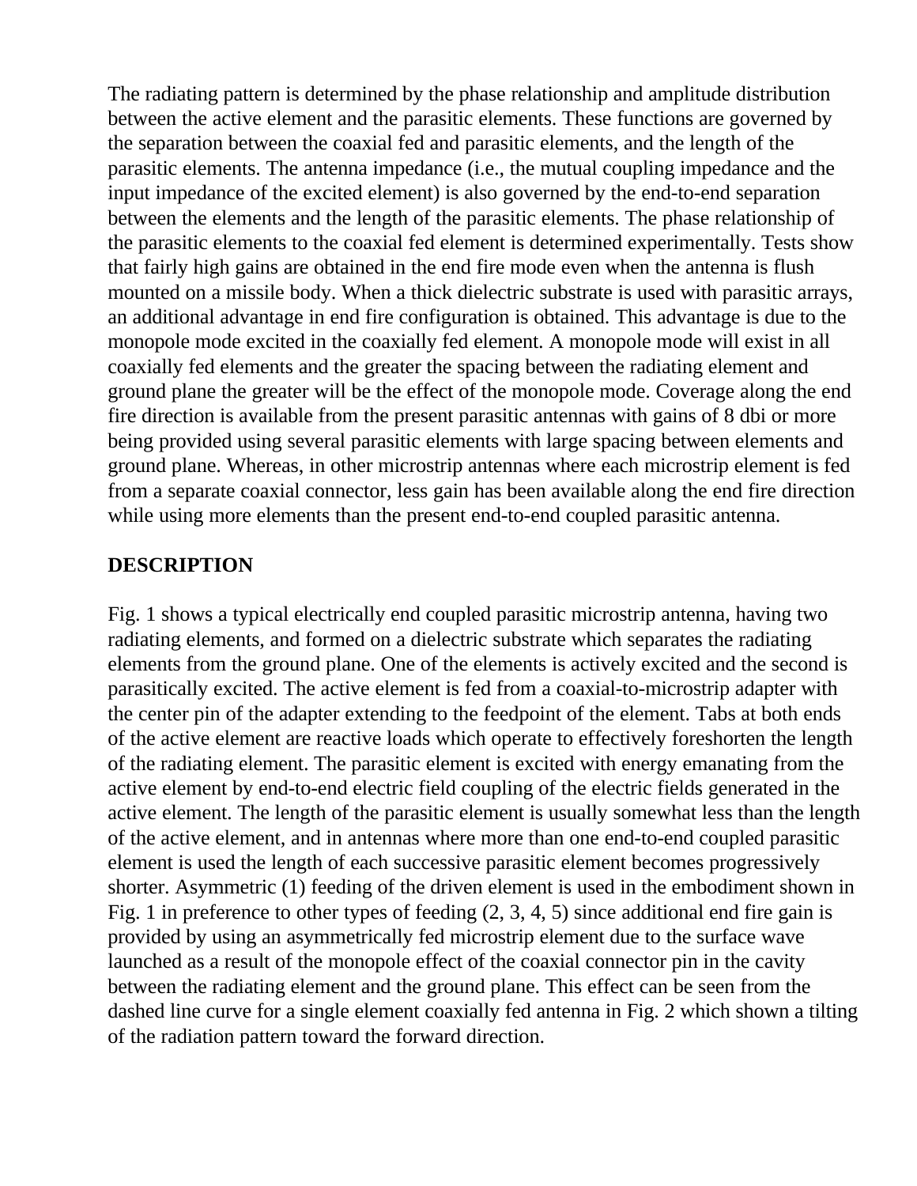The radiating pattern is determined by the phase relationship and amplitude distribution between the active element and the parasitic elements. These functions are governed by the separation between the coaxial fed and parasitic elements, and the length of the parasitic elements. The antenna impedance (i.e., the mutual coupling impedance and the input impedance of the excited element) is also governed by the end-to-end separation between the elements and the length of the parasitic elements. The phase relationship of the parasitic elements to the coaxial fed element is determined experimentally. Tests show that fairly high gains are obtained in the end fire mode even when the antenna is flush mounted on a missile body. When a thick dielectric substrate is used with parasitic arrays, an additional advantage in end fire configuration is obtained. This advantage is due to the monopole mode excited in the coaxially fed element. A monopole mode will exist in all coaxially fed elements and the greater the spacing between the radiating element and ground plane the greater will be the effect of the monopole mode. Coverage along the end fire direction is available from the present parasitic antennas with gains of 8 dbi or more being provided using several parasitic elements with large spacing between elements and ground plane. Whereas, in other microstrip antennas where each microstrip element is fed from a separate coaxial connector, less gain has been available along the end fire direction while using more elements than the present end-to-end coupled parasitic antenna.

## DESCRIPTION

Fig. 1 shows a typical electrically end coupled parasitic microstrip antenna, having two radiating elements, and formed on a dielectric substrate which separates the radiating elements from the ground plane. One of the elements is actively excited and the second is parasitically excited. The active element is fed from a coaxial-to-microstrip adapter with the center pin of the adapter extending to the feedpoint of the element. Tabs at both ends of the active element are reactive loads which operate to effectively foreshorten the length of the radiating element. The parasitic element is excited with energy emanating from the active element by end-to-end electric field coupling of the electric fields generated in the active element. The length of the parasitic element is usually somewhat less than the length of the active element, and in antennas where more than one end-to-end coupled parasitic element is used the length of each successive parasitic element becomes progressively shorter. Asymmetric (1) feeding of the driven element is used in the embodiment shown in Fig. 1 in preference to other types of feeding (2, 3, 4, 5) since additional end fire gain is provided by using an asymmetrically fed microstrip element due to the surface wave launched as a result of the monopole effect of the coaxial connector pin in the cavity between the radiating element and the ground plane. This effect can be seen from the dashed line curve for a single element coaxially fed antenna in Fig. 2 which shown a tilting of the radiation pattern toward the forward direction.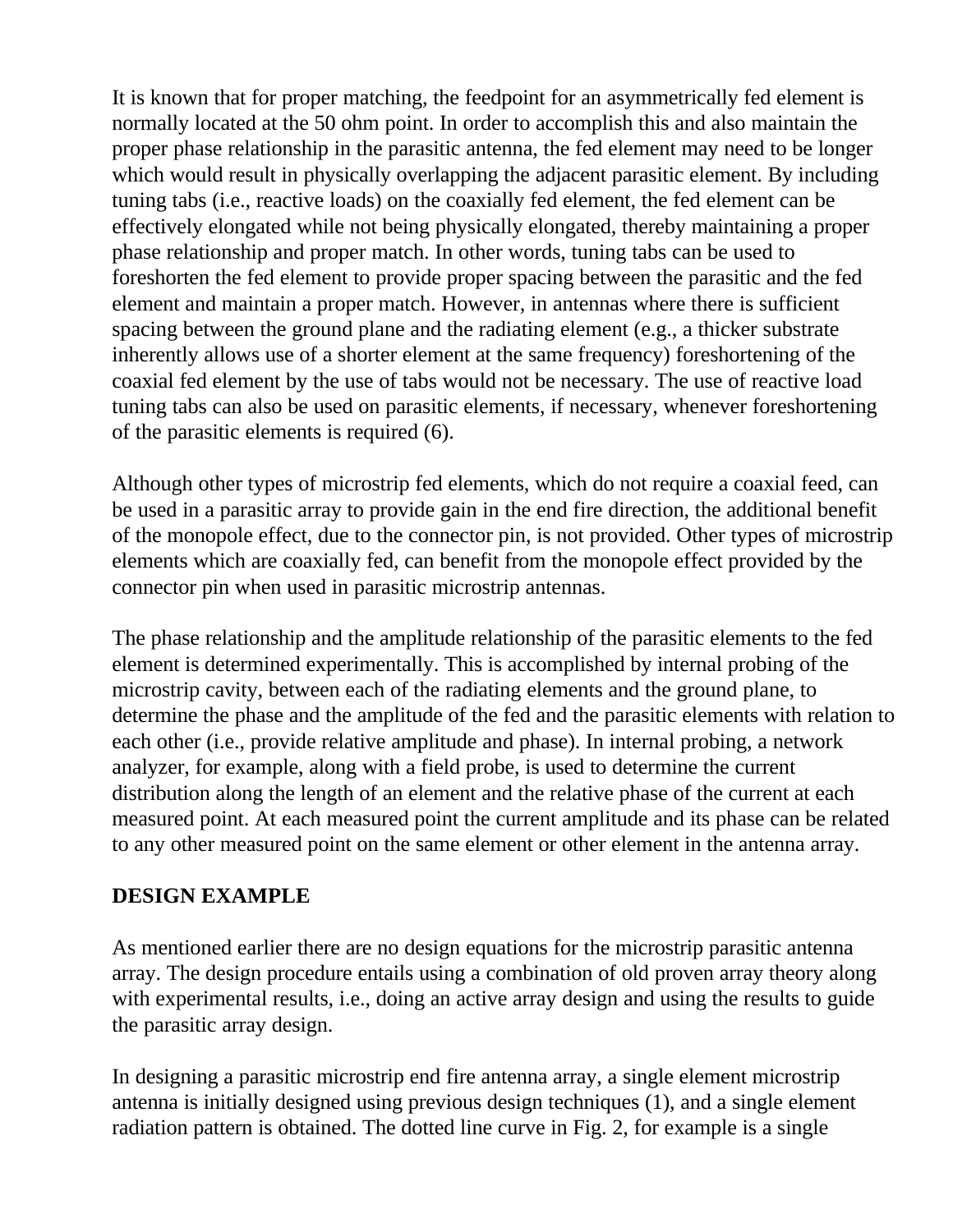It is known that for proper matching, the feedpoint for an asymmetrically fed element is normally located at the 50 ohm point. In order to accomplish this and also maintain the proper phase relationship in the parasitic antenna, the fed element may need to be longer which would result in physically overlapping the adjacent parasitic element. By including tuning tabs (i.e., reactive loads) on the coaxially fed element, the fed element can be effectively elongated while not being physically elongated, thereby maintaining a proper phase relationship and proper match. In other words, tuning tabs can be used to foreshorten the fed element to provide proper spacing between the parasitic and the fed element and maintain a proper match. However, in antennas where there is sufficient spacing between the ground plane and the radiating element (e.g., a thicker substrate inherently allows use of a shorter element at the same frequency) foreshortening of the coaxial fed element by the use of tabs would not be necessary. The use of reactive load tuning tabs can also be used on parasitic elements, if necessary, whenever foreshortening of the parasitic elements is required (6).

Although other types of microstrip fed elements, which do not require a coaxial feed, can be used in a parasitic array to provide gain in the end fire direction, the additional benefit of the monopole effect, due to the connector pin, is not provided. Other types of microstrip elements which are coaxially fed, can benefit from the monopole effect provided by the connector pin when used in parasitic microstrip antennas.

The phase relationship and the amplitude relationship of the parasitic elements to the fed element is determined experimentally. This is accomplished by internal probing of the microstrip cavity, between each of the radiating elements and the ground plane, to determine the phase and the amplitude of the fed and the parasitic elements with relation to each other (i.e., provide relative amplitude and phase). In internal probing, a network analyzer, for example, along with a field probe, is used to determine the current distribution along the length of an element and the relative phase of the current at each measured point. At each measured point the current amplitude and its phase can be related to any other measured point on the same element or other element in the antenna array.

## DESIGN EXAMPLE

As mentioned earlier there are no design equations for the microstrip parasitic antenna array. The design procedure entails using a combination of old proven array theory along with experimental results, i.e., doing an active array design and using the results to guide the parasitic array design.

In designing a parasitic microstrip end fire antenna array, a single element microstrip antenna is initially designed using previous design techniques (1), and a single element radiation pattern is obtained. The dotted line curve in Fig. 2, for example is a single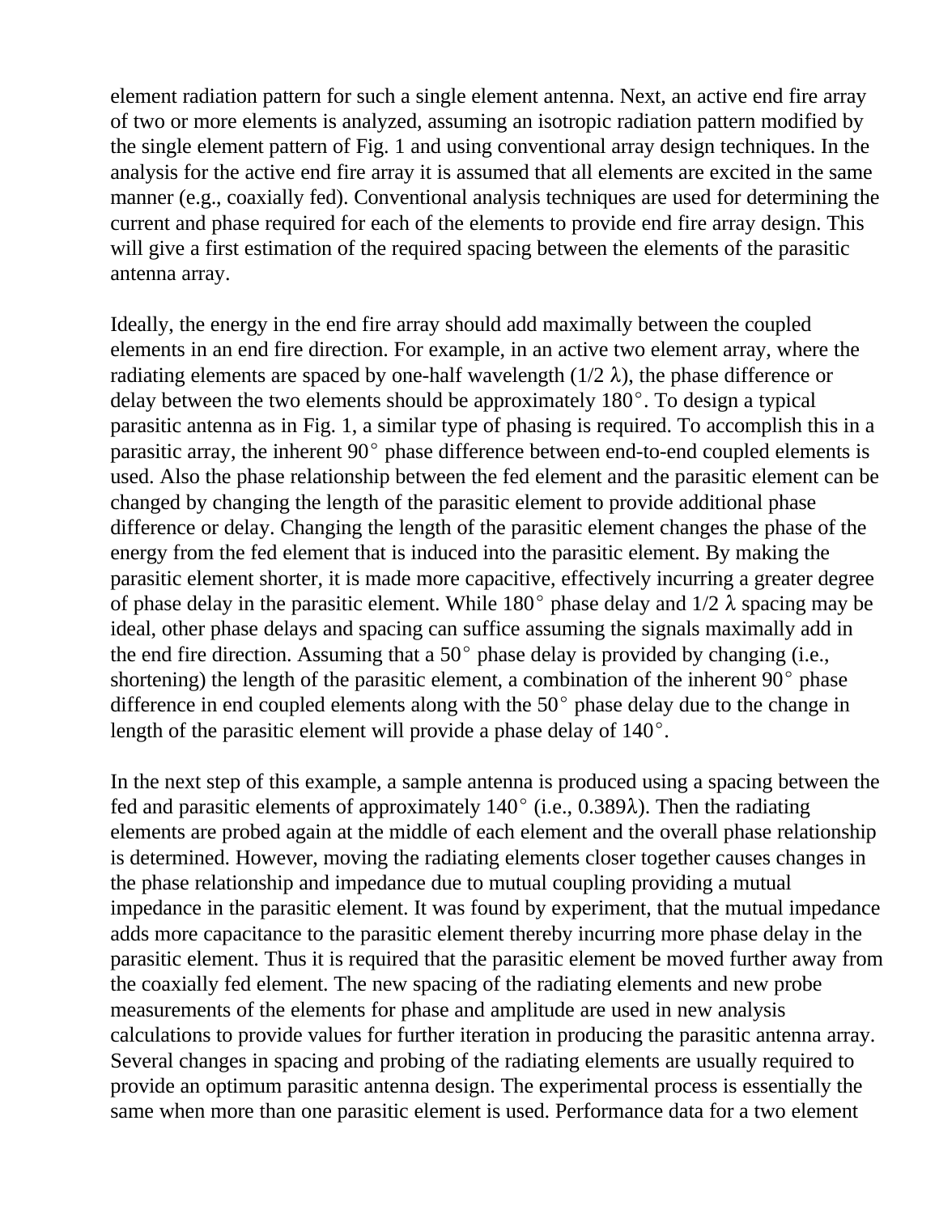element radiation pattern for such a single element antenna. Next, an active end fire array of two or more elements is analyzed, assuming an isotropic radiation pattern modified by the single element pattern of Fig. 1 and using conventional array design techniques. In the analysis for the active end fire array it is assumed that all elements are excited in the same manner (e.g., coaxially fed). Conventional analysis techniques are used for determining the current and phase required for each of the elements to provide end fire array design. This will give a first estimation of the required spacing between the elements of the parasitic antenna array.

Ideally, the energy in the end fire array should add maximally between the coupled elements in an end fire direction. For example, in an active two element array, where the radiating elements are spaced by one-half wavelength ($1/2\ \lambda$), the phase difference or delay between the two elements should be approximately 180°. To design a typical parasitic antenna as in Fig. 1, a similar type of phasing is required. To accomplish this in a parasitic array, the inherent 90° phase difference between end-to-end coupled elements is used. Also the phase relationship between the fed element and the parasitic element can be changed by changing the length of the parasitic element to provide additional phase difference or delay. Changing the length of the parasitic element changes the phase of the energy from the fed element that is induced into the parasitic element. By making the parasitic element shorter, it is made more capacitive, effectively incurring a greater degree of phase delay in the parasitic element. While 180° phase delay and $1/2\ \lambda$ spacing may be ideal, other phase delays and spacing can suffice assuming the signals maximally add in the end fire direction. Assuming that a 50° phase delay is provided by changing (i.e., shortening) the length of the parasitic element, a combination of the inherent 90° phase difference in end coupled elements along with the 50° phase delay due to the change in length of the parasitic element will provide a phase delay of 140°.

In the next step of this example, a sample antenna is produced using a spacing between the fed and parasitic elements of approximately 140° (i.e., $0.389\lambda$). Then the radiating elements are probed again at the middle of each element and the overall phase relationship is determined. However, moving the radiating elements closer together causes changes in the phase relationship and impedance due to mutual coupling providing a mutual impedance in the parasitic element. It was found by experiment, that the mutual impedance adds more capacitance to the parasitic element thereby incurring more phase delay in the parasitic element. Thus it is required that the parasitic element be moved further away from the coaxially fed element. The new spacing of the radiating elements and new probe measurements of the elements for phase and amplitude are used in new analysis calculations to provide values for further iteration in producing the parasitic antenna array. Several changes in spacing and probing of the radiating elements are usually required to provide an optimum parasitic antenna design. The experimental process is essentially the same when more than one parasitic element is used. Performance data for a two element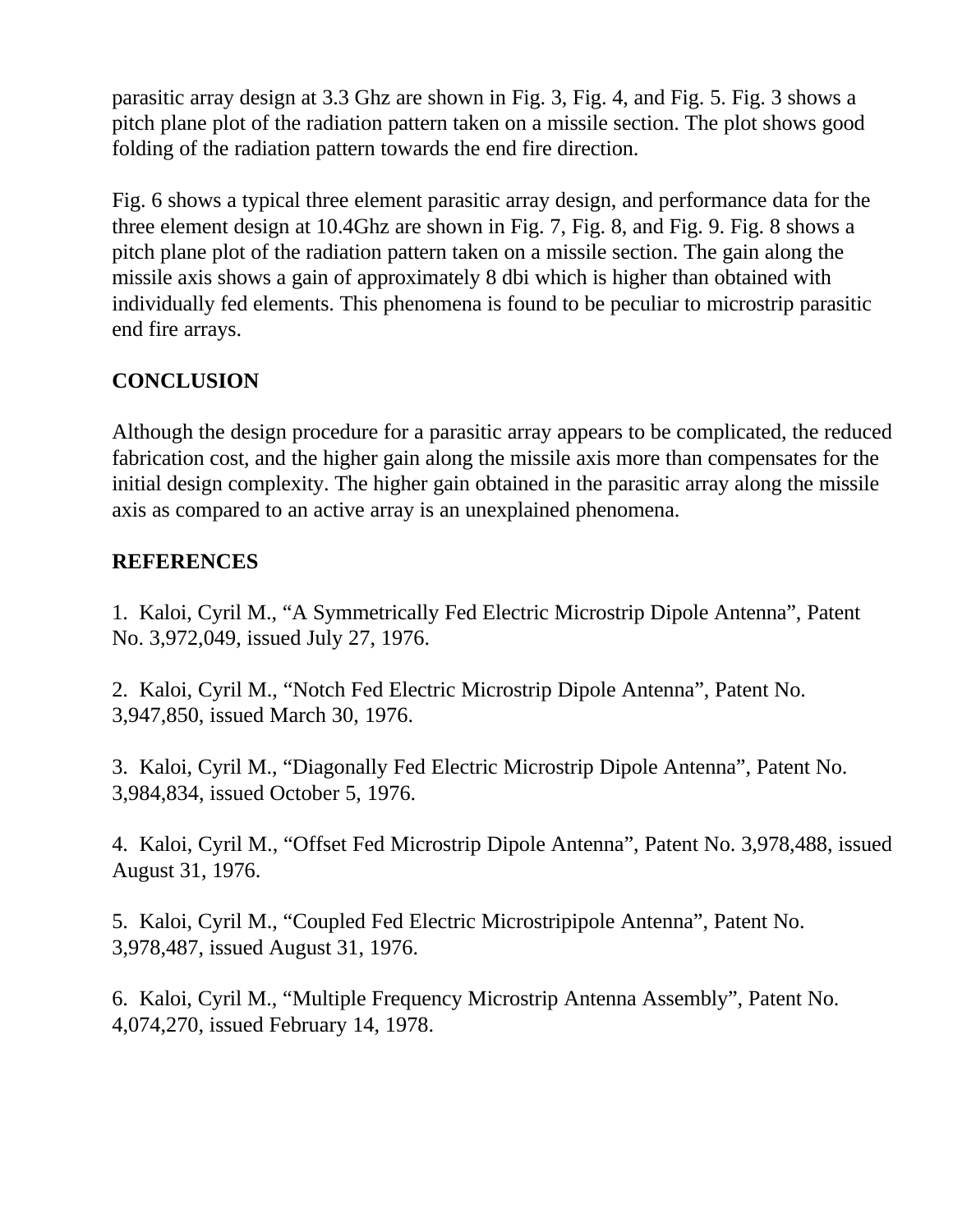parasitic array design at 3.3 Ghz are shown in Fig. 3, Fig. 4, and Fig. 5. Fig. 3 shows a pitch plane plot of the radiation pattern taken on a missile section. The plot shows good folding of the radiation pattern towards the end fire direction.

Fig. 6 shows a typical three element parasitic array design, and performance data for the three element design at 10.4Ghz are shown in Fig. 7, Fig. 8, and Fig. 9. Fig. 8 shows a pitch plane plot of the radiation pattern taken on a missile section. The gain along the missile axis shows a gain of approximately 8 dbi which is higher than obtained with individually fed elements. This phenomena is found to be peculiar to microstrip parasitic end fire arrays.

**CONCLUSION**

Although the design procedure for a parasitic array appears to be complicated, the reduced fabrication cost, and the higher gain along the missile axis more than compensates for the initial design complexity. The higher gain obtained in the parasitic array along the missile axis as compared to an active array is an unexplained phenomena.

**REFERENCES**

1. Kaloi, Cyril M., “A Symmetrically Fed Electric Microstrip Dipole Antenna”, Patent No. 3,972,049, issued July 27, 1976.

2. Kaloi, Cyril M., “Notch Fed Electric Microstrip Dipole Antenna”, Patent No. 3,947,850, issued March 30, 1976.

3. Kaloi, Cyril M., “Diagonally Fed Electric Microstrip Dipole Antenna”, Patent No. 3,984,834, issued October 5, 1976.

4. Kaloi, Cyril M., “Offset Fed Microstrip Dipole Antenna”, Patent No. 3,978,488, issued August 31, 1976.

5. Kaloi, Cyril M., “Coupled Fed Electric Microstripipole Antenna”, Patent No. 3,978,487, issued August 31, 1976.

6. Kaloi, Cyril M., “Multiple Frequency Microstrip Antenna Assembly”, Patent No. 4,074,270, issued February 14, 1978.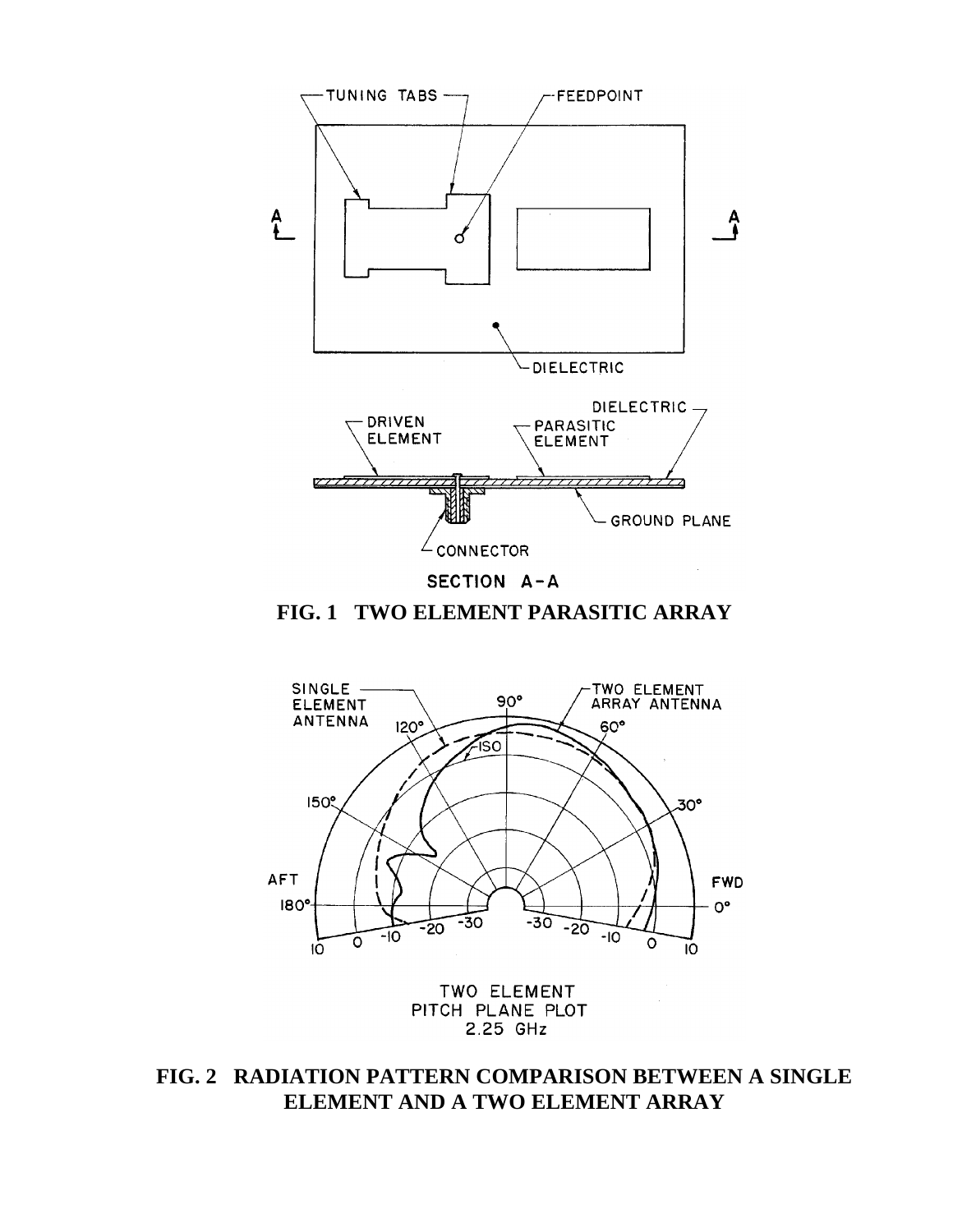**FIG. 1 TWO ELEMENT PARASITIC ARRAY**

**FIG. 2 RADIATION PATTERN COMPARISON BETWEEN A SINGLE ELEMENT AND A TWO ELEMENT ARRAY**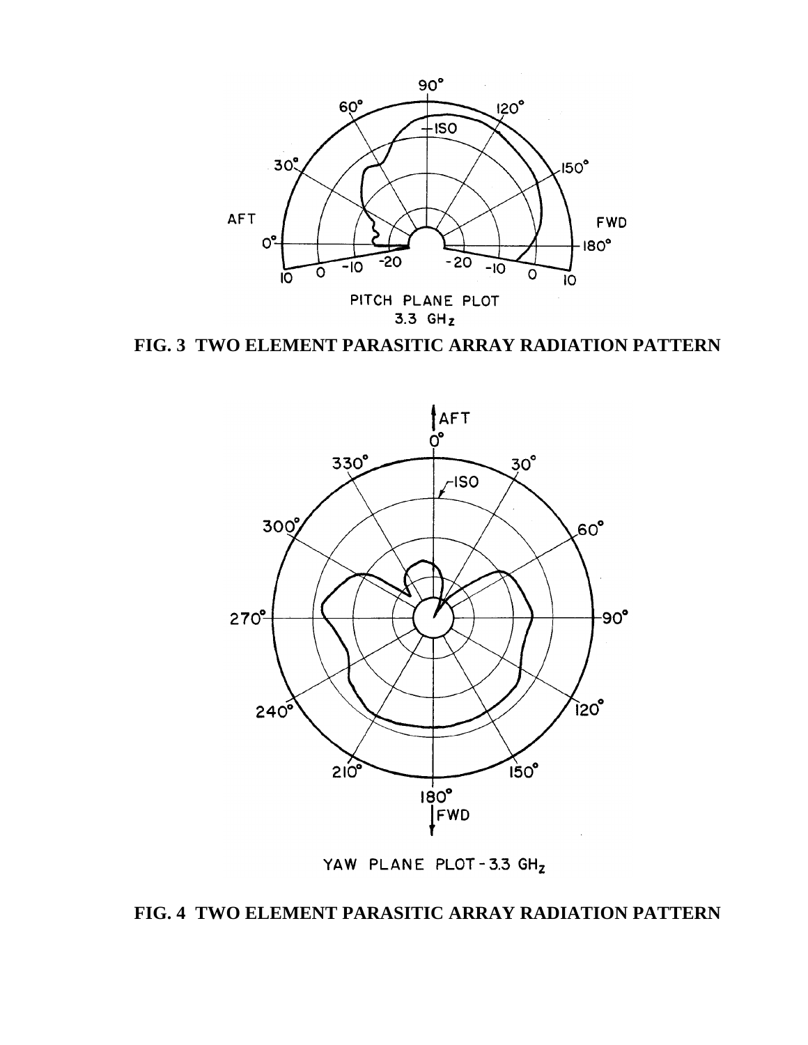PITCH PLANE PLOT
3.3 GHz

**FIG. 3 TWO ELEMENT PARASITIC ARRAY RADIATION PATTERN**

YAW PLANE PLOT - 3.3 GHz

**FIG. 4 TWO ELEMENT PARASITIC ARRAY RADIATION PATTERN**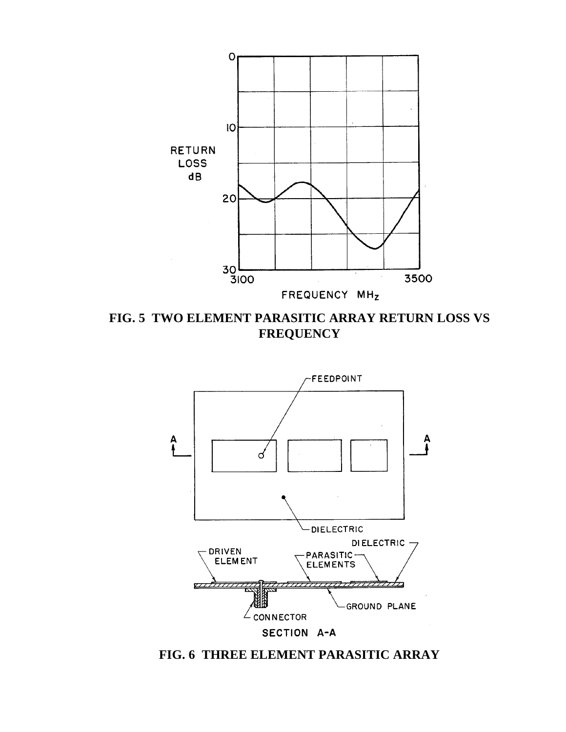FIG. 5 TWO ELEMENT PARASITIC ARRAY RETURN LOSS VS FREQUENCY

FIG. 6 THREE ELEMENT PARASITIC ARRAY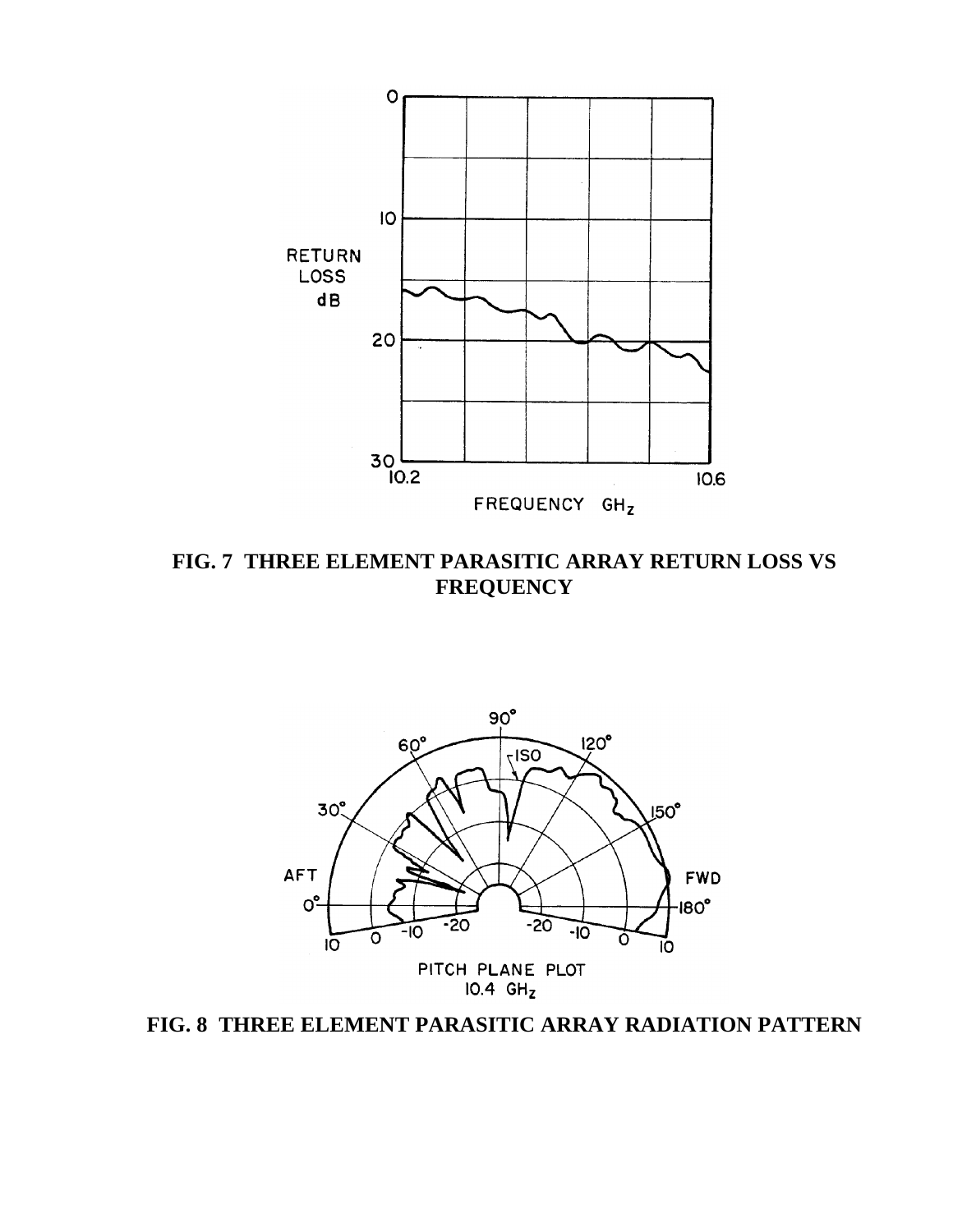**FIG. 7 THREE ELEMENT PARASITIC ARRAY RETURN LOSS VS FREQUENCY**

**FIG. 8 THREE ELEMENT PARASITIC ARRAY RADIATION PATTERN**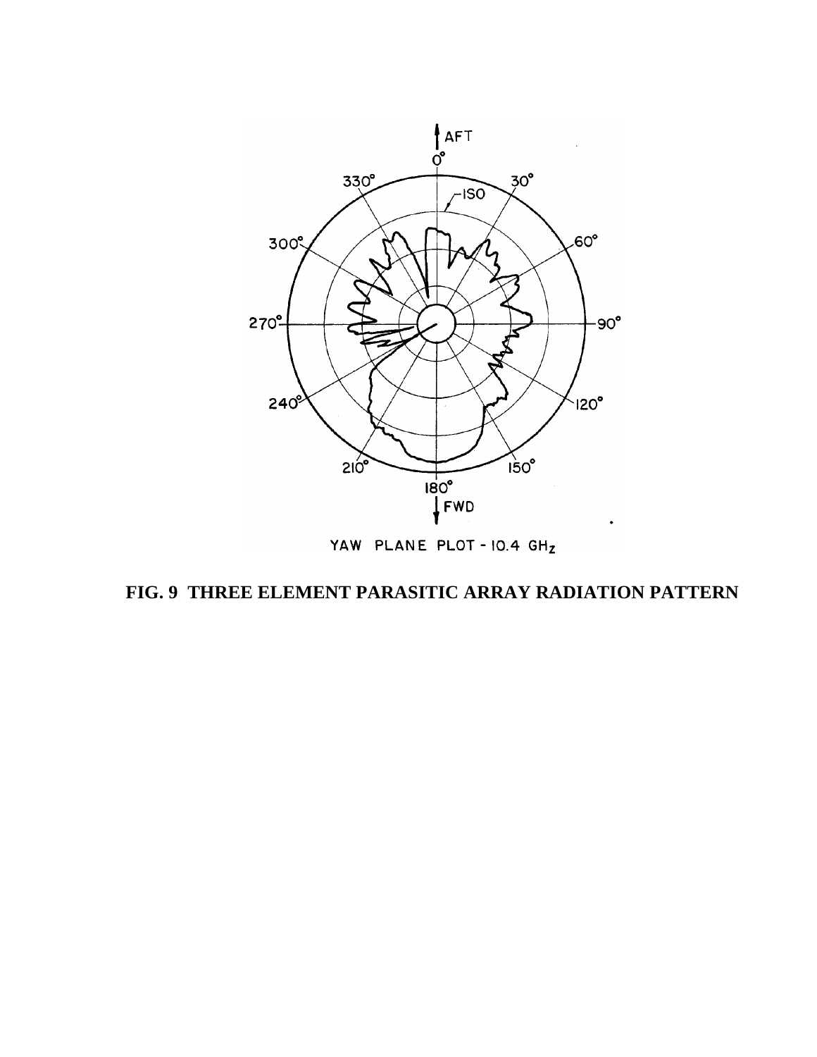AFT

0°

30°

60°

90°

120°

150°

180°

FWD

210°

240°

270°

300°

330°

ISO

YAW PLANE PLOT - 10.4 GHz

**FIG. 9 THREE ELEMENT PARASITIC ARRAY RADIATION PATTERN**